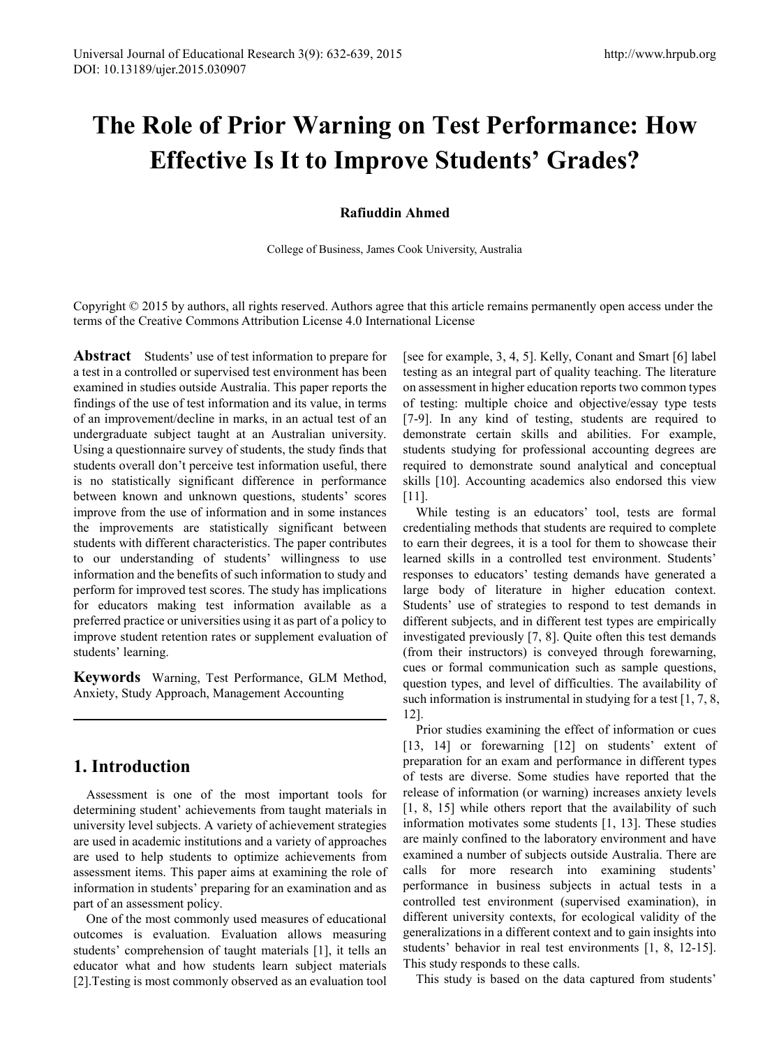# The Role of Prior Warning on Test Performance: How Effective Is It to Improve Students' Grades?

**Rafiuddin Ahmed**

College of Business, James Cook University, Australia

Copyright © 2015 by authors, all rights reserved. Authors agree that this article remains permanently open access under the terms of the Creative Commons Attribution License 4.0 International License

**Abstract** Students' use of test information to prepare for a test in a controlled or supervised test environment has been examined in studies outside Australia. This paper reports the findings of the use of test information and its value, in terms of an improvement/decline in marks, in an actual test of an undergraduate subject taught at an Australian university. Using a questionnaire survey of students, the study finds that students overall don't perceive test information useful, there is no statistically significant difference in performance between known and unknown questions, students' scores improve from the use of information and in some instances the improvements are statistically significant between students with different characteristics. The paper contributes to our understanding of students' willingness to use information and the benefits of such information to study and perform for improved test scores. The study has implications for educators making test information available as a preferred practice or universities using it as part of a policy to improve student retention rates or supplement evaluation of students' learning.

**Keywords** Warning, Test Performance, GLM Method, Anxiety, Study Approach, Management Accounting

## 1. Introduction

Assessment is one of the most important tools for determining student' achievements from taught materials in university level subjects. A variety of achievement strategies are used in academic institutions and a variety of approaches are used to help students to optimize achievements from assessment items. This paper aims at examining the role of information in students' preparing for an examination and as part of an assessment policy.

One of the most commonly used measures of educational outcomes is evaluation. Evaluation allows measuring students' comprehension of taught materials [1], it tells an educator what and how students learn subject materials [2].Testing is most commonly observed as an evaluation tool [see for example, 3, 4, 5]. Kelly, Conant and Smart [6] label testing as an integral part of quality teaching. The literature on assessment in higher education reports two common types of testing: multiple choice and objective/essay type tests [7-9]. In any kind of testing, students are required to demonstrate certain skills and abilities. For example, students studying for professional accounting degrees are required to demonstrate sound analytical and conceptual skills [10]. Accounting academics also endorsed this view [11].

While testing is an educators' tool, tests are formal credentialing methods that students are required to complete to earn their degrees, it is a tool for them to showcase their learned skills in a controlled test environment. Students' responses to educators' testing demands have generated a large body of literature in higher education context. Students' use of strategies to respond to test demands in different subjects, and in different test types are empirically investigated previously [7, 8]. Quite often this test demands (from their instructors) is conveyed through forewarning, cues or formal communication such as sample questions, question types, and level of difficulties. The availability of such information is instrumental in studying for a test [1, 7, 8, 12].

Prior studies examining the effect of information or cues [13, 14] or forewarning [12] on students' extent of preparation for an exam and performance in different types of tests are diverse. Some studies have reported that the release of information (or warning) increases anxiety levels [1, 8, 15] while others report that the availability of such information motivates some students [1, 13]. These studies are mainly confined to the laboratory environment and have examined a number of subjects outside Australia. There are calls for more research into examining students' performance in business subjects in actual tests in a controlled test environment (supervised examination), in different university contexts, for ecological validity of the generalizations in a different context and to gain insights into students' behavior in real test environments [1, 8, 12-15]. This study responds to these calls.

This study is based on the data captured from students'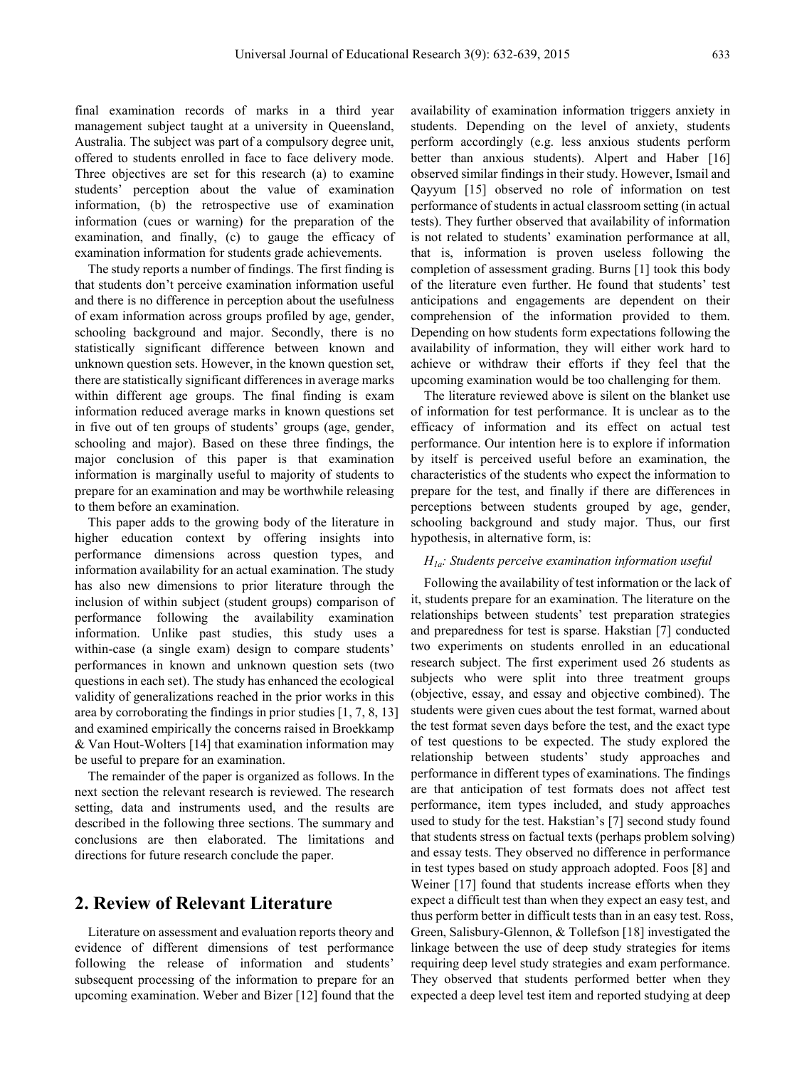final examination records of marks in a third year management subject taught at a university in Queensland, Australia. The subject was part of a compulsory degree unit, offered to students enrolled in face to face delivery mode. Three objectives are set for this research (a) to examine students' perception about the value of examination information, (b) the retrospective use of examination information (cues or warning) for the preparation of the examination, and finally, (c) to gauge the efficacy of examination information for students grade achievements.

The study reports a number of findings. The first finding is that students don't perceive examination information useful and there is no difference in perception about the usefulness of exam information across groups profiled by age, gender, schooling background and major. Secondly, there is no statistically significant difference between known and unknown question sets. However, in the known question set, there are statistically significant differences in average marks within different age groups. The final finding is exam information reduced average marks in known questions set in five out of ten groups of students' groups (age, gender, schooling and major). Based on these three findings, the major conclusion of this paper is that examination information is marginally useful to majority of students to prepare for an examination and may be worthwhile releasing to them before an examination.

This paper adds to the growing body of the literature in higher education context by offering insights into performance dimensions across question types, and information availability for an actual examination. The study has also new dimensions to prior literature through the inclusion of within subject (student groups) comparison of performance following the availability examination information. Unlike past studies, this study uses a within-case (a single exam) design to compare students' performances in known and unknown question sets (two questions in each set). The study has enhanced the ecological validity of generalizations reached in the prior works in this area by corroborating the findings in prior studies [1, 7, 8, 13] and examined empirically the concerns raised in Broekkamp & Van Hout-Wolters [14] that examination information may be useful to prepare for an examination.

The remainder of the paper is organized as follows. In the next section the relevant research is reviewed. The research setting, data and instruments used, and the results are described in the following three sections. The summary and conclusions are then elaborated. The limitations and directions for future research conclude the paper.

## 2. Review of Relevant Literature

Literature on assessment and evaluation reports theory and evidence of different dimensions of test performance following the release of information and students' subsequent processing of the information to prepare for an upcoming examination. Weber and Bizer [12] found that the availability of examination information triggers anxiety in students. Depending on the level of anxiety, students perform accordingly (e.g. less anxious students perform better than anxious students). Alpert and Haber [16] observed similar findings in their study. However, Ismail and Qayyum [15] observed no role of information on test performance of students in actual classroom setting (in actual tests). They further observed that availability of information is not related to students' examination performance at all, that is, information is proven useless following the completion of assessment grading. Burns [1] took this body of the literature even further. He found that students' test anticipations and engagements are dependent on their comprehension of the information provided to them. Depending on how students form expectations following the availability of information, they will either work hard to achieve or withdraw their efforts if they feel that the upcoming examination would be too challenging for them.

The literature reviewed above is silent on the blanket use of information for test performance. It is unclear as to the efficacy of information and its effect on actual test performance. Our intention here is to explore if information by itself is perceived useful before an examination, the characteristics of the students who expect the information to prepare for the test, and finally if there are differences in perceptions between students grouped by age, gender, schooling background and study major. Thus, our first hypothesis, in alternative form, is:

*$H_{1a}$: Students perceive examination information useful*

Following the availability of test information or the lack of it, students prepare for an examination. The literature on the relationships between students' test preparation strategies and preparedness for test is sparse. Hakstian [7] conducted two experiments on students enrolled in an educational research subject. The first experiment used 26 students as subjects who were split into three treatment groups (objective, essay, and essay and objective combined). The students were given cues about the test format, warned about the test format seven days before the test, and the exact type of test questions to be expected. The study explored the relationship between students' study approaches and performance in different types of examinations. The findings are that anticipation of test formats does not affect test performance, item types included, and study approaches used to study for the test. Hakstian's [7] second study found that students stress on factual texts (perhaps problem solving) and essay tests. They observed no difference in performance in test types based on study approach adopted. Foos [8] and Weiner [17] found that students increase efforts when they expect a difficult test than when they expect an easy test, and thus perform better in difficult tests than in an easy test. Ross, Green, Salisbury-Glennon, & Tollefson [18] investigated the linkage between the use of deep study strategies for items requiring deep level study strategies and exam performance. They observed that students performed better when they expected a deep level test item and reported studying at deep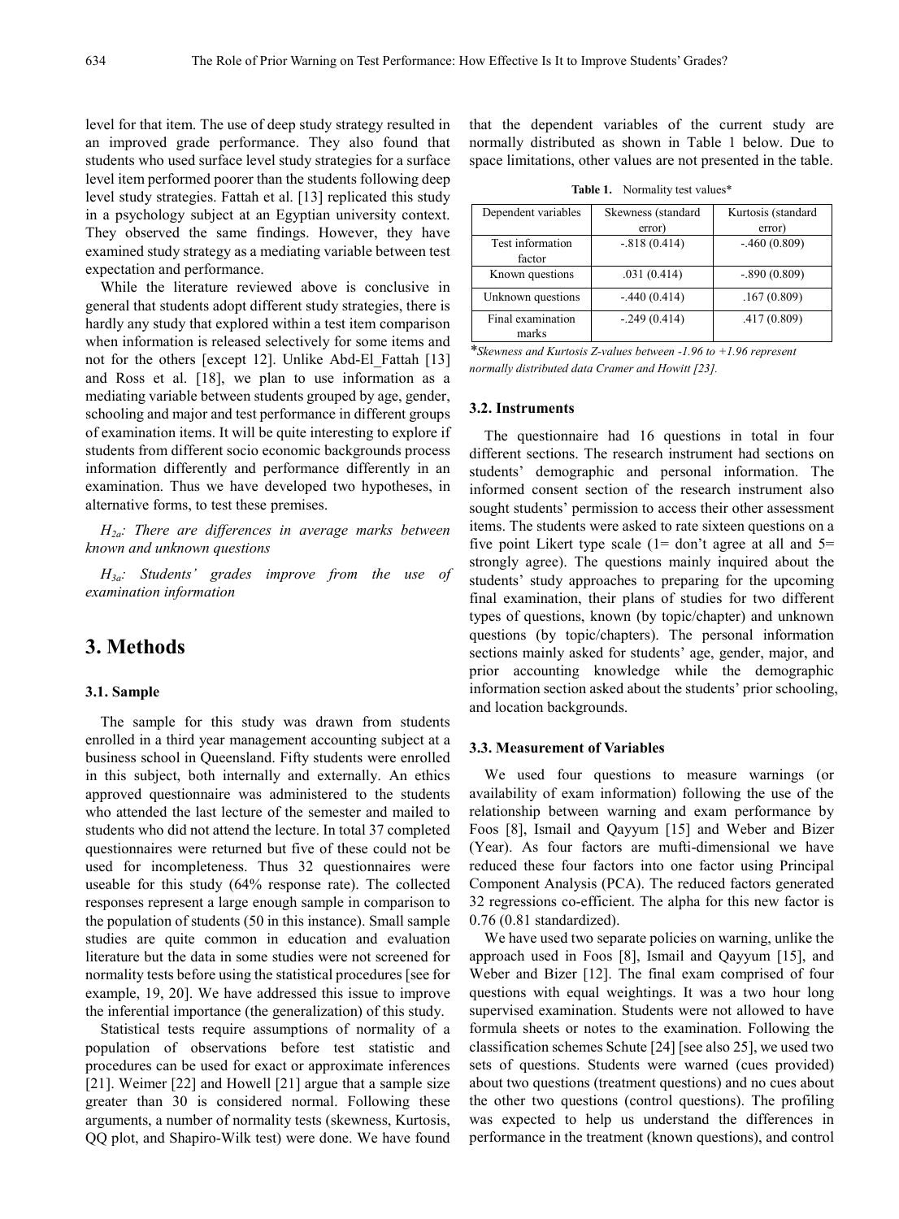level for that item. The use of deep study strategy resulted in an improved grade performance. They also found that students who used surface level study strategies for a surface level item performed poorer than the students following deep level study strategies. Fattah et al. [13] replicated this study in a psychology subject at an Egyptian university context. They observed the same findings. However, they have examined study strategy as a mediating variable between test expectation and performance.

While the literature reviewed above is conclusive in general that students adopt different study strategies, there is hardly any study that explored within a test item comparison when information is released selectively for some items and not for the others [except 12]. Unlike Abd-El_Fattah [13] and Ross et al. [18], we plan to use information as a mediating variable between students grouped by age, gender, schooling and major and test performance in different groups of examination items. It will be quite interesting to explore if students from different socio economic backgrounds process information differently and performance differently in an examination. Thus we have developed two hypotheses, in alternative forms, to test these premises.

*$H_{2a}$: There are differences in average marks between known and unknown questions*

*$H_{3a}$: Students' grades improve from the use of examination information*

# 3. Methods

### 3.1. Sample

The sample for this study was drawn from students enrolled in a third year management accounting subject at a business school in Queensland. Fifty students were enrolled in this subject, both internally and externally. An ethics approved questionnaire was administered to the students who attended the last lecture of the semester and mailed to students who did not attend the lecture. In total 37 completed questionnaires were returned but five of these could not be used for incompleteness. Thus 32 questionnaires were useable for this study (64% response rate). The collected responses represent a large enough sample in comparison to the population of students (50 in this instance). Small sample studies are quite common in education and evaluation literature but the data in some studies were not screened for normality tests before using the statistical procedures [see for example, 19, 20]. We have addressed this issue to improve the inferential importance (the generalization) of this study.

Statistical tests require assumptions of normality of a population of observations before test statistic and procedures can be used for exact or approximate inferences [21]. Weimer [22] and Howell [21] argue that a sample size greater than 30 is considered normal. Following these arguments, a number of normality tests (skewness, Kurtosis, QQ plot, and Shapiro-Wilk test) were done. We have found that the dependent variables of the current study are normally distributed as shown in Table 1 below. Due to space limitations, other values are not presented in the table.

**Table 1.** Normality test values*

| Dependent variables | Skewness (standard error) | Kurtosis (standard error) |
| --- | --- | --- |
| Test information factor | -.818 (0.414) | -.460 (0.809) |
| Known questions | .031 (0.414) | -.890 (0.809) |
| Unknown questions | -.440 (0.414) | .167 (0.809) |
| Final examination marks | -.249 (0.414) | .417 (0.809) |

**Skewness and Kurtosis Z-values between -1.96 to +1.96 represent normally distributed data Cramer and Howitt [23].*

### 3.2. Instruments

The questionnaire had 16 questions in total in four different sections. The research instrument had sections on students' demographic and personal information. The informed consent section of the research instrument also sought students' permission to access their other assessment items. The students were asked to rate sixteen questions on a five point Likert type scale (1= don't agree at all and 5= strongly agree). The questions mainly inquired about the students' study approaches to preparing for the upcoming final examination, their plans of studies for two different types of questions, known (by topic/chapter) and unknown questions (by topic/chapters). The personal information sections mainly asked for students' age, gender, major, and prior accounting knowledge while the demographic information section asked about the students' prior schooling, and location backgrounds.

### 3.3. Measurement of Variables

We used four questions to measure warnings (or availability of exam information) following the use of the relationship between warning and exam performance by Foos [8], Ismail and Qayyum [15] and Weber and Bizer (Year). As four factors are mufti-dimensional we have reduced these four factors into one factor using Principal Component Analysis (PCA). The reduced factors generated 32 regressions co-efficient. The alpha for this new factor is 0.76 (0.81 standardized).

We have used two separate policies on warning, unlike the approach used in Foos [8], Ismail and Qayyum [15], and Weber and Bizer [12]. The final exam comprised of four questions with equal weightings. It was a two hour long supervised examination. Students were not allowed to have formula sheets or notes to the examination. Following the classification schemes Schute [24] [see also 25], we used two sets of questions. Students were warned (cues provided) about two questions (treatment questions) and no cues about the other two questions (control questions). The profiling was expected to help us understand the differences in performance in the treatment (known questions), and control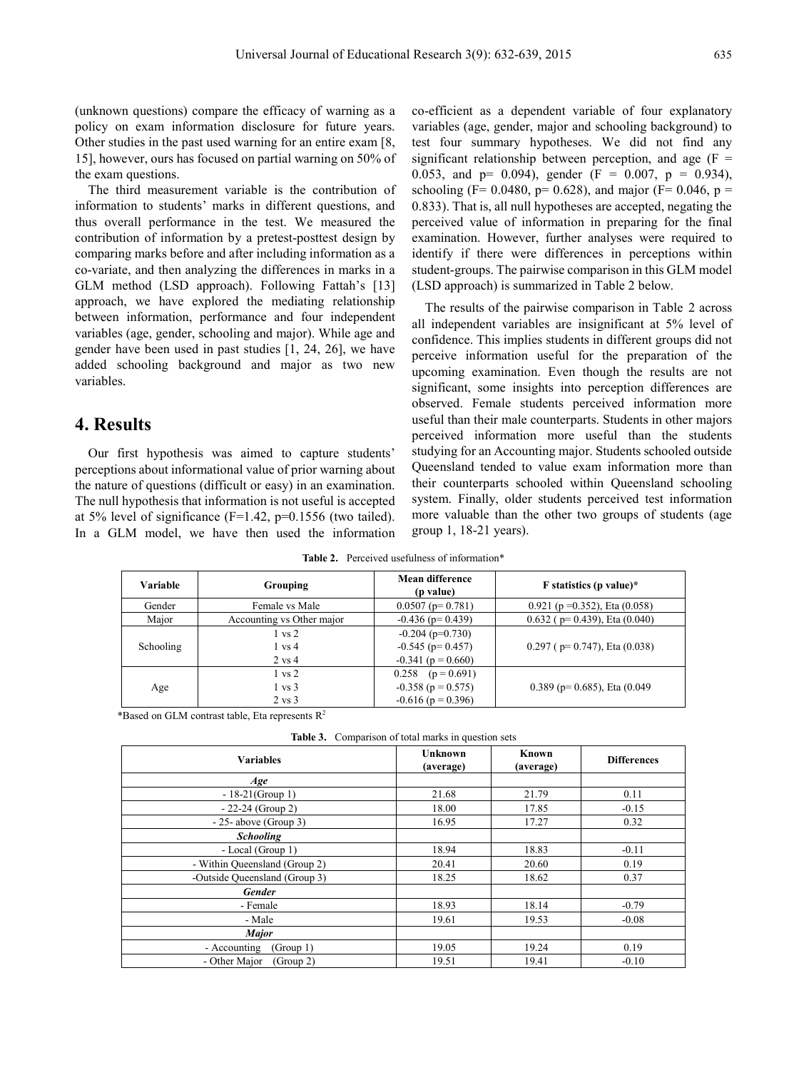(unknown questions) compare the efficacy of warning as a policy on exam information disclosure for future years. Other studies in the past used warning for an entire exam [8, 15], however, ours has focused on partial warning on 50% of the exam questions.

The third measurement variable is the contribution of information to students' marks in different questions, and thus overall performance in the test. We measured the contribution of information by a pretest-posttest design by comparing marks before and after including information as a co-variate, and then analyzing the differences in marks in a GLM method (LSD approach). Following Fattah's [13] approach, we have explored the mediating relationship between information, performance and four independent variables (age, gender, schooling and major). While age and gender have been used in past studies [1, 24, 26], we have added schooling background and major as two new variables.

## 4. Results

Our first hypothesis was aimed to capture students' perceptions about informational value of prior warning about the nature of questions (difficult or easy) in an examination. The null hypothesis that information is not useful is accepted at 5% level of significance ($F=1.42$, $p=0.1556$ (two tailed). In a GLM model, we have then used the information co-efficient as a dependent variable of four explanatory variables (age, gender, major and schooling background) to test four summary hypotheses. We did not find any significant relationship between perception, and age ($F = 0.053$, and $p = 0.094$), gender ($F = 0.007$, $p = 0.934$), schooling ($F = 0.0480$, $p = 0.628$), and major ($F = 0.046$, $p = 0.833$). That is, all null hypotheses are accepted, negating the perceived value of information in preparing for the final examination. However, further analyses were required to identify if there were differences in perceptions within student-groups. The pairwise comparison in this GLM model (LSD approach) is summarized in Table 2 below.

The results of the pairwise comparison in Table 2 across all independent variables are insignificant at 5% level of confidence. This implies students in different groups did not perceive information useful for the preparation of the upcoming examination. Even though the results are not significant, some insights into perception differences are observed. Female students perceived information more useful than their male counterparts. Students in other majors perceived information more useful than the students studying for an Accounting major. Students schooled outside Queensland tended to value exam information more than their counterparts schooled within Queensland schooling system. Finally, older students perceived test information more valuable than the other two groups of students (age group 1, 18-21 years).

**Table 2.** Perceived usefulness of information*

| Variable | Grouping | Mean difference (p value) | F statistics (p value)* |
|---|---|---|---|
| Gender | Female vs Male | 0.0507 ($p= 0.781$) | 0.921 ($p =0.352$), Eta (0.058) |
| Major | Accounting vs Other major | -0.436 ($p= 0.439$) | 0.632 ( $p= 0.439$), Eta (0.040) |
| Schooling | 1 vs 2<br>1 vs 4<br>2 vs 4 | -0.204 ($p=0.730$)<br>-0.545 ($p= 0.457$)<br>-0.341 ($p = 0.660$) | 0.297 ( $p= 0.747$), Eta (0.038) |
| Age | 1 vs 2<br>1 vs 3<br>2 vs 3 | 0.258 ($p = 0.691$)<br>-0.358 ($p = 0.575$)<br>-0.616 ($p = 0.396$) | 0.389 ($p= 0.685$), Eta (0.049 |

*Based on GLM contrast table, Eta represents $R^2$

**Table 3.** Comparison of total marks in question sets

| Variables | Unknown (average) | Known (average) | Differences |
|---|---|---|---|
| ***Age*** | | | |
| - 18-21(Group 1) | 21.68 | 21.79 | 0.11 |
| - 22-24 (Group 2) | 18.00 | 17.85 | -0.15 |
| - 25- above (Group 3) | 16.95 | 17.27 | 0.32 |
| ***Schooling*** | | | |
| - Local (Group 1) | 18.94 | 18.83 | -0.11 |
| - Within Queensland (Group 2) | 20.41 | 20.60 | 0.19 |
| -Outside Queensland (Group 3) | 18.25 | 18.62 | 0.37 |
| ***Gender*** | | | |
| - Female | 18.93 | 18.14 | -0.79 |
| - Male | 19.61 | 19.53 | -0.08 |
| ***Major*** | | | |
| - Accounting (Group 1) | 19.05 | 19.24 | 0.19 |
| - Other Major (Group 2) | 19.51 | 19.41 | -0.10 |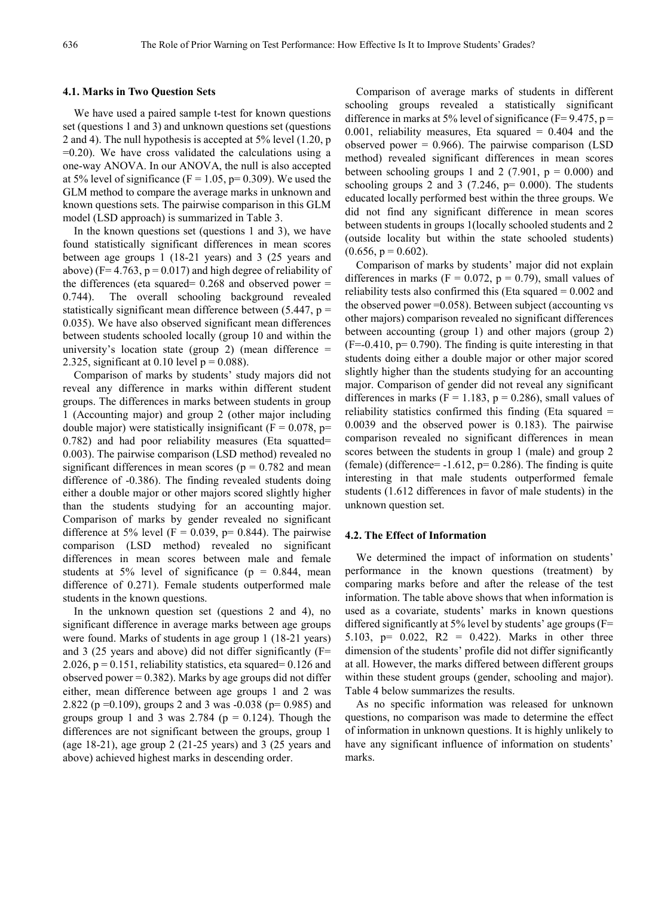### 4.1. Marks in Two Question Sets

We have used a paired sample t-test for known questions set (questions 1 and 3) and unknown questions set (questions 2 and 4). The null hypothesis is accepted at 5% level (1.20, p =0.20). We have cross validated the calculations using a one-way ANOVA. In our ANOVA, the null is also accepted at 5% level of significance ($F = 1.05$, $p = 0.309$). We used the GLM method to compare the average marks in unknown and known questions sets. The pairwise comparison in this GLM model (LSD approach) is summarized in Table 3.

In the known questions set (questions 1 and 3), we have found statistically significant differences in mean scores between age groups 1 (18-21 years) and 3 (25 years and above) ($F = 4.763$, $p = 0.017$) and high degree of reliability of the differences (eta squared= 0.268 and observed power = 0.744). The overall schooling background revealed statistically significant mean difference between (5.447, $p = 0.035$). We have also observed significant mean differences between students schooled locally (group 10 and within the university's location state (group 2) (mean difference = 2.325, significant at 0.10 level $p = 0.088$).

Comparison of marks by students' study majors did not reveal any difference in marks within different student groups. The differences in marks between students in group 1 (Accounting major) and group 2 (other major including double major) were statistically insignificant ($F = 0.078$, $p = 0.782$) and had poor reliability measures (Eta squatted= 0.003). The pairwise comparison (LSD method) revealed no significant differences in mean scores ($p = 0.782$ and mean difference of -0.386). The finding revealed students doing either a double major or other majors scored slightly higher than the students studying for an accounting major. Comparison of marks by gender revealed no significant difference at 5% level ($F = 0.039$, $p = 0.844$). The pairwise comparison (LSD method) revealed no significant differences in mean scores between male and female students at 5% level of significance ($p = 0.844$, mean difference of 0.271). Female students outperformed male students in the known questions.

In the unknown question set (questions 2 and 4), no significant difference in average marks between age groups were found. Marks of students in age group 1 (18-21 years) and 3 (25 years and above) did not differ significantly ($F = 2.026$, $p = 0.151$, reliability statistics, eta squared= 0.126 and observed power = 0.382). Marks by age groups did not differ either, mean difference between age groups 1 and 2 was 2.822 ($p = 0.109$), groups 2 and 3 was -0.038 ($p = 0.985$) and groups group 1 and 3 was 2.784 ($p = 0.124$). Though the differences are not significant between the groups, group 1 (age 18-21), age group 2 (21-25 years) and 3 (25 years and above) achieved highest marks in descending order.

Comparison of average marks of students in different schooling groups revealed a statistically significant difference in marks at 5% level of significance ($F = 9.475$, $p = 0.001$, reliability measures, Eta squared = 0.404 and the observed power = 0.966). The pairwise comparison (LSD method) revealed significant differences in mean scores between schooling groups 1 and 2 (7.901, $p = 0.000$) and schooling groups 2 and 3 (7.246, $p = 0.000$). The students educated locally performed best within the three groups. We did not find any significant difference in mean scores between students in groups 1(locally schooled students and 2 (outside locality but within the state schooled students) (0.656, $p = 0.602$).

Comparison of marks by students' major did not explain differences in marks ($F = 0.072$, $p = 0.79$), small values of reliability tests also confirmed this (Eta squared = 0.002 and the observed power =0.058). Between subject (accounting vs other majors) comparison revealed no significant differences between accounting (group 1) and other majors (group 2) (F=-0.410, $p = 0.790$). The finding is quite interesting in that students doing either a double major or other major scored slightly higher than the students studying for an accounting major. Comparison of gender did not reveal any significant differences in marks ($F = 1.183$, $p = 0.286$), small values of reliability statistics confirmed this finding (Eta squared = 0.0039 and the observed power is 0.183). The pairwise comparison revealed no significant differences in mean scores between the students in group 1 (male) and group 2 (female) (difference= -1.612, $p = 0.286$). The finding is quite interesting in that male students outperformed female students (1.612 differences in favor of male students) in the unknown question set.

### 4.2. The Effect of Information

We determined the impact of information on students' performance in the known questions (treatment) by comparing marks before and after the release of the test information. The table above shows that when information is used as a covariate, students' marks in known questions differed significantly at 5% level by students' age groups ($F = 5.103$, $p = 0.022$, $R2 = 0.422$). Marks in other three dimension of the students' profile did not differ significantly at all. However, the marks differed between different groups within these student groups (gender, schooling and major). Table 4 below summarizes the results.

As no specific information was released for unknown questions, no comparison was made to determine the effect of information in unknown questions. It is highly unlikely to have any significant influence of information on students' marks.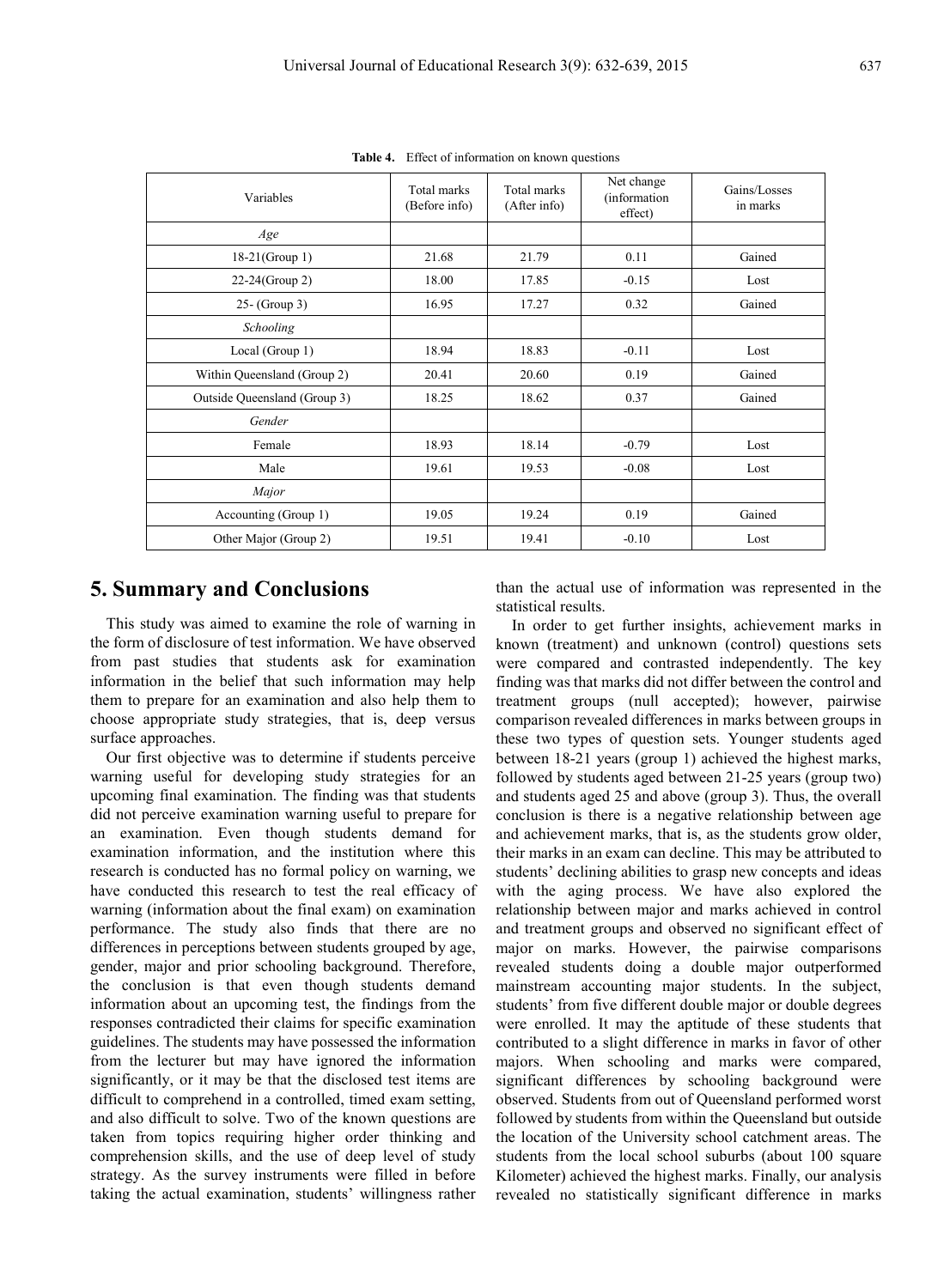**Table 4.** Effect of information on known questions

| Variables | Total marks (Before info) | Total marks (After info) | Net change (information effect) | Gains/Losses in marks |
|---|---|---|---|---|
| *Age* | | | | |
| 18-21(Group 1) | 21.68 | 21.79 | 0.11 | Gained |
| 22-24(Group 2) | 18.00 | 17.85 | -0.15 | Lost |
| 25- (Group 3) | 16.95 | 17.27 | 0.32 | Gained |
| *Schooling* | | | | |
| Local (Group 1) | 18.94 | 18.83 | -0.11 | Lost |
| Within Queensland (Group 2) | 20.41 | 20.60 | 0.19 | Gained |
| Outside Queensland (Group 3) | 18.25 | 18.62 | 0.37 | Gained |
| *Gender* | | | | |
| Female | 18.93 | 18.14 | -0.79 | Lost |
| Male | 19.61 | 19.53 | -0.08 | Lost |
| *Major* | | | | |
| Accounting (Group 1) | 19.05 | 19.24 | 0.19 | Gained |
| Other Major (Group 2) | 19.51 | 19.41 | -0.10 | Lost |

## 5. Summary and Conclusions

This study was aimed to examine the role of warning in the form of disclosure of test information. We have observed from past studies that students ask for examination information in the belief that such information may help them to prepare for an examination and also help them to choose appropriate study strategies, that is, deep versus surface approaches.

Our first objective was to determine if students perceive warning useful for developing study strategies for an upcoming final examination. The finding was that students did not perceive examination warning useful to prepare for an examination. Even though students demand for examination information, and the institution where this research is conducted has no formal policy on warning, we have conducted this research to test the real efficacy of warning (information about the final exam) on examination performance. The study also finds that there are no differences in perceptions between students grouped by age, gender, major and prior schooling background. Therefore, the conclusion is that even though students demand information about an upcoming test, the findings from the responses contradicted their claims for specific examination guidelines. The students may have possessed the information from the lecturer but may have ignored the information significantly, or it may be that the disclosed test items are difficult to comprehend in a controlled, timed exam setting, and also difficult to solve. Two of the known questions are taken from topics requiring higher order thinking and comprehension skills, and the use of deep level of study strategy. As the survey instruments were filled in before taking the actual examination, students' willingness rather than the actual use of information was represented in the statistical results.

In order to get further insights, achievement marks in known (treatment) and unknown (control) questions sets were compared and contrasted independently. The key finding was that marks did not differ between the control and treatment groups (null accepted); however, pairwise comparison revealed differences in marks between groups in these two types of question sets. Younger students aged between 18-21 years (group 1) achieved the highest marks, followed by students aged between 21-25 years (group two) and students aged 25 and above (group 3). Thus, the overall conclusion is there is a negative relationship between age and achievement marks, that is, as the students grow older, their marks in an exam can decline. This may be attributed to students' declining abilities to grasp new concepts and ideas with the aging process. We have also explored the relationship between major and marks achieved in control and treatment groups and observed no significant effect of major on marks. However, the pairwise comparisons revealed students doing a double major outperformed mainstream accounting major students. In the subject, students' from five different double major or double degrees were enrolled. It may the aptitude of these students that contributed to a slight difference in marks in favor of other majors. When schooling and marks were compared, significant differences by schooling background were observed. Students from out of Queensland performed worst followed by students from within the Queensland but outside the location of the University school catchment areas. The students from the local school suburbs (about 100 square Kilometer) achieved the highest marks. Finally, our analysis revealed no statistically significant difference in marks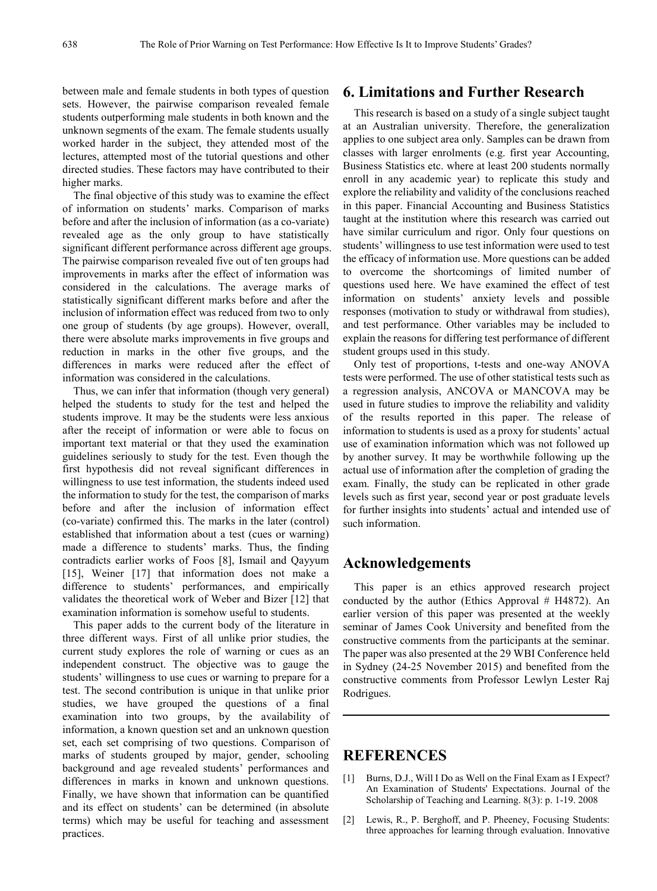between male and female students in both types of question sets. However, the pairwise comparison revealed female students outperforming male students in both known and the unknown segments of the exam. The female students usually worked harder in the subject, they attended most of the lectures, attempted most of the tutorial questions and other directed studies. These factors may have contributed to their higher marks.

The final objective of this study was to examine the effect of information on students' marks. Comparison of marks before and after the inclusion of information (as a co-variate) revealed age as the only group to have statistically significant different performance across different age groups. The pairwise comparison revealed five out of ten groups had improvements in marks after the effect of information was considered in the calculations. The average marks of statistically significant different marks before and after the inclusion of information effect was reduced from two to only one group of students (by age groups). However, overall, there were absolute marks improvements in five groups and reduction in marks in the other five groups, and the differences in marks were reduced after the effect of information was considered in the calculations.

Thus, we can infer that information (though very general) helped the students to study for the test and helped the students improve. It may be the students were less anxious after the receipt of information or were able to focus on important text material or that they used the examination guidelines seriously to study for the test. Even though the first hypothesis did not reveal significant differences in willingness to use test information, the students indeed used the information to study for the test, the comparison of marks before and after the inclusion of information effect (co-variate) confirmed this. The marks in the later (control) established that information about a test (cues or warning) made a difference to students' marks. Thus, the finding contradicts earlier works of Foos [8], Ismail and Qayyum [15], Weiner [17] that information does not make a difference to students' performances, and empirically validates the theoretical work of Weber and Bizer [12] that examination information is somehow useful to students.

This paper adds to the current body of the literature in three different ways. First of all unlike prior studies, the current study explores the role of warning or cues as an independent construct. The objective was to gauge the students' willingness to use cues or warning to prepare for a test. The second contribution is unique in that unlike prior studies, we have grouped the questions of a final examination into two groups, by the availability of information, a known question set and an unknown question set, each set comprising of two questions. Comparison of marks of students grouped by major, gender, schooling background and age revealed students' performances and differences in marks in known and unknown questions. Finally, we have shown that information can be quantified and its effect on students' can be determined (in absolute terms) which may be useful for teaching and assessment practices.

## 6. Limitations and Further Research

This research is based on a study of a single subject taught at an Australian university. Therefore, the generalization applies to one subject area only. Samples can be drawn from classes with larger enrolments (e.g. first year Accounting, Business Statistics etc. where at least 200 students normally enroll in any academic year) to replicate this study and explore the reliability and validity of the conclusions reached in this paper. Financial Accounting and Business Statistics taught at the institution where this research was carried out have similar curriculum and rigor. Only four questions on students' willingness to use test information were used to test the efficacy of information use. More questions can be added to overcome the shortcomings of limited number of questions used here. We have examined the effect of test information on students' anxiety levels and possible responses (motivation to study or withdrawal from studies), and test performance. Other variables may be included to explain the reasons for differing test performance of different student groups used in this study.

Only test of proportions, t-tests and one-way ANOVA tests were performed. The use of other statistical tests such as a regression analysis, ANCOVA or MANCOVA may be used in future studies to improve the reliability and validity of the results reported in this paper. The release of information to students is used as a proxy for students' actual use of examination information which was not followed up by another survey. It may be worthwhile following up the actual use of information after the completion of grading the exam. Finally, the study can be replicated in other grade levels such as first year, second year or post graduate levels for further insights into students' actual and intended use of such information.

## Acknowledgements

This paper is an ethics approved research project conducted by the author (Ethics Approval # H4872). An earlier version of this paper was presented at the weekly seminar of James Cook University and benefited from the constructive comments from the participants at the seminar. The paper was also presented at the 29 WBI Conference held in Sydney (24-25 November 2015) and benefited from the constructive comments from Professor Lewlyn Lester Raj Rodrigues.

## REFERENCES

[1] Burns, D.J., Will I Do as Well on the Final Exam as I Expect? An Examination of Students' Expectations. Journal of the Scholarship of Teaching and Learning. 8(3): p. 1-19. 2008

[2] Lewis, R., P. Berghoff, and P. Pheeney, Focusing Students: three approaches for learning through evaluation. Innovative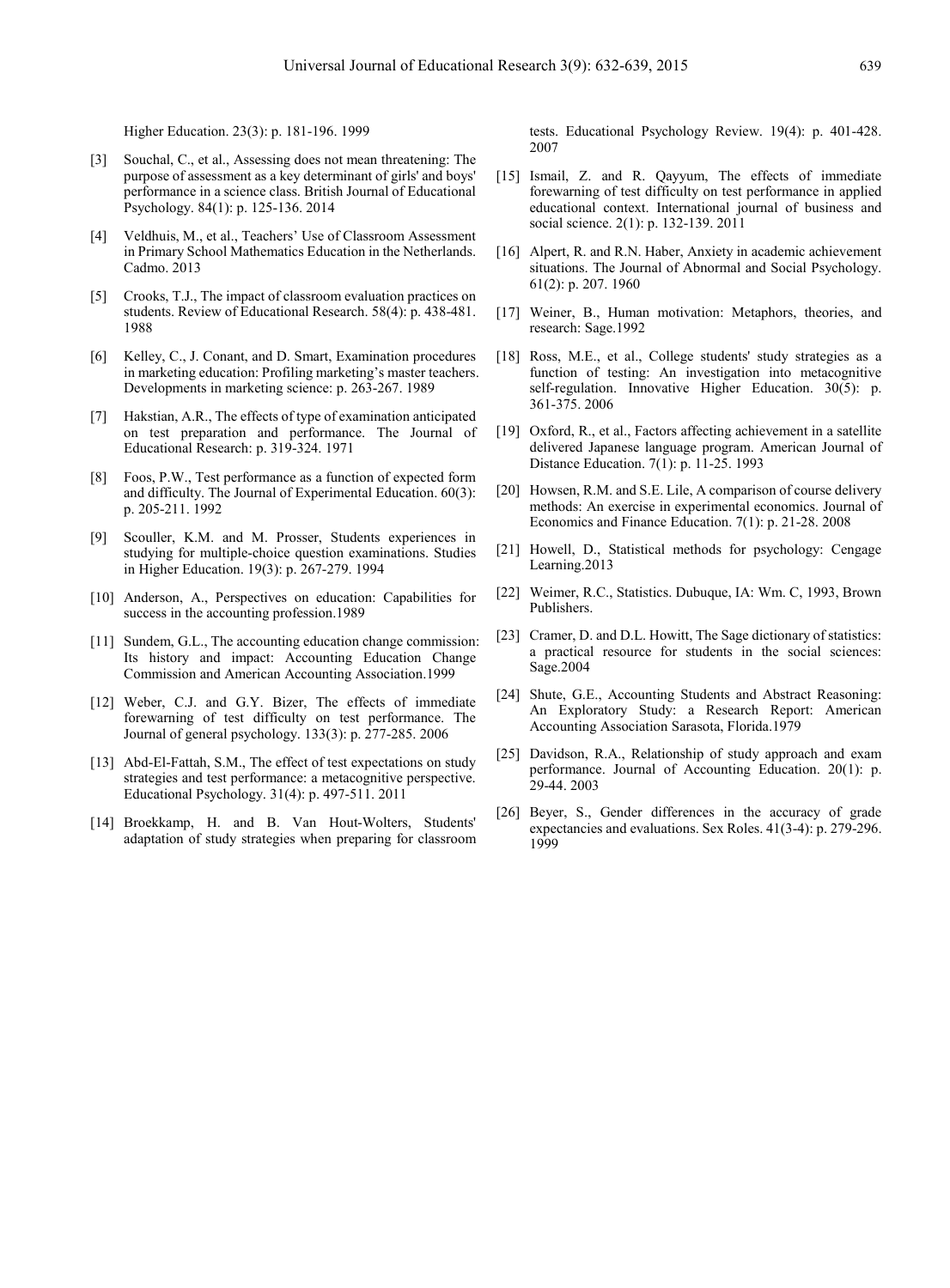Higher Education. 23(3): p. 181-196. 1999

[3] Souchal, C., et al., Assessing does not mean threatening: The purpose of assessment as a key determinant of girls' and boys' performance in a science class. British Journal of Educational Psychology. 84(1): p. 125-136. 2014

[4] Veldhuis, M., et al., Teachers' Use of Classroom Assessment in Primary School Mathematics Education in the Netherlands. Cadmo. 2013

[5] Crooks, T.J., The impact of classroom evaluation practices on students. Review of Educational Research. 58(4): p. 438-481. 1988

[6] Kelley, C., J. Conant, and D. Smart, Examination procedures in marketing education: Profiling marketing's master teachers. Developments in marketing science: p. 263-267. 1989

[7] Hakstian, A.R., The effects of type of examination anticipated on test preparation and performance. The Journal of Educational Research: p. 319-324. 1971

[8] Foos, P.W., Test performance as a function of expected form and difficulty. The Journal of Experimental Education. 60(3): p. 205-211. 1992

[9] Scouller, K.M. and M. Prosser, Students experiences in studying for multiple-choice question examinations. Studies in Higher Education. 19(3): p. 267-279. 1994

[10] Anderson, A., Perspectives on education: Capabilities for success in the accounting profession.1989

[11] Sundem, G.L., The accounting education change commission: Its history and impact: Accounting Education Change Commission and American Accounting Association.1999

[12] Weber, C.J. and G.Y. Bizer, The effects of immediate forewarning of test difficulty on test performance. The Journal of general psychology. 133(3): p. 277-285. 2006

[13] Abd-El-Fattah, S.M., The effect of test expectations on study strategies and test performance: a metacognitive perspective. Educational Psychology. 31(4): p. 497-511. 2011

[14] Broekkamp, H. and B. Van Hout-Wolters, Students' adaptation of study strategies when preparing for classroom tests. Educational Psychology Review. 19(4): p. 401-428. 2007

[15] Ismail, Z. and R. Qayyum, The effects of immediate forewarning of test difficulty on test performance in applied educational context. International journal of business and social science. 2(1): p. 132-139. 2011

[16] Alpert, R. and R.N. Haber, Anxiety in academic achievement situations. The Journal of Abnormal and Social Psychology. 61(2): p. 207. 1960

[17] Weiner, B., Human motivation: Metaphors, theories, and research: Sage.1992

[18] Ross, M.E., et al., College students' study strategies as a function of testing: An investigation into metacognitive self-regulation. Innovative Higher Education. 30(5): p. 361-375. 2006

[19] Oxford, R., et al., Factors affecting achievement in a satellite delivered Japanese language program. American Journal of Distance Education. 7(1): p. 11-25. 1993

[20] Howsen, R.M. and S.E. Lile, A comparison of course delivery methods: An exercise in experimental economics. Journal of Economics and Finance Education. 7(1): p. 21-28. 2008

[21] Howell, D., Statistical methods for psychology: Cengage Learning.2013

[22] Weimer, R.C., Statistics. Dubuque, IA: Wm. C, 1993, Brown Publishers.

[23] Cramer, D. and D.L. Howitt, The Sage dictionary of statistics: a practical resource for students in the social sciences: Sage.2004

[24] Shute, G.E., Accounting Students and Abstract Reasoning: An Exploratory Study: a Research Report: American Accounting Association Sarasota, Florida.1979

[25] Davidson, R.A., Relationship of study approach and exam performance. Journal of Accounting Education. 20(1): p. 29-44. 2003

[26] Beyer, S., Gender differences in the accuracy of grade expectancies and evaluations. Sex Roles. 41(3-4): p. 279-296. 1999